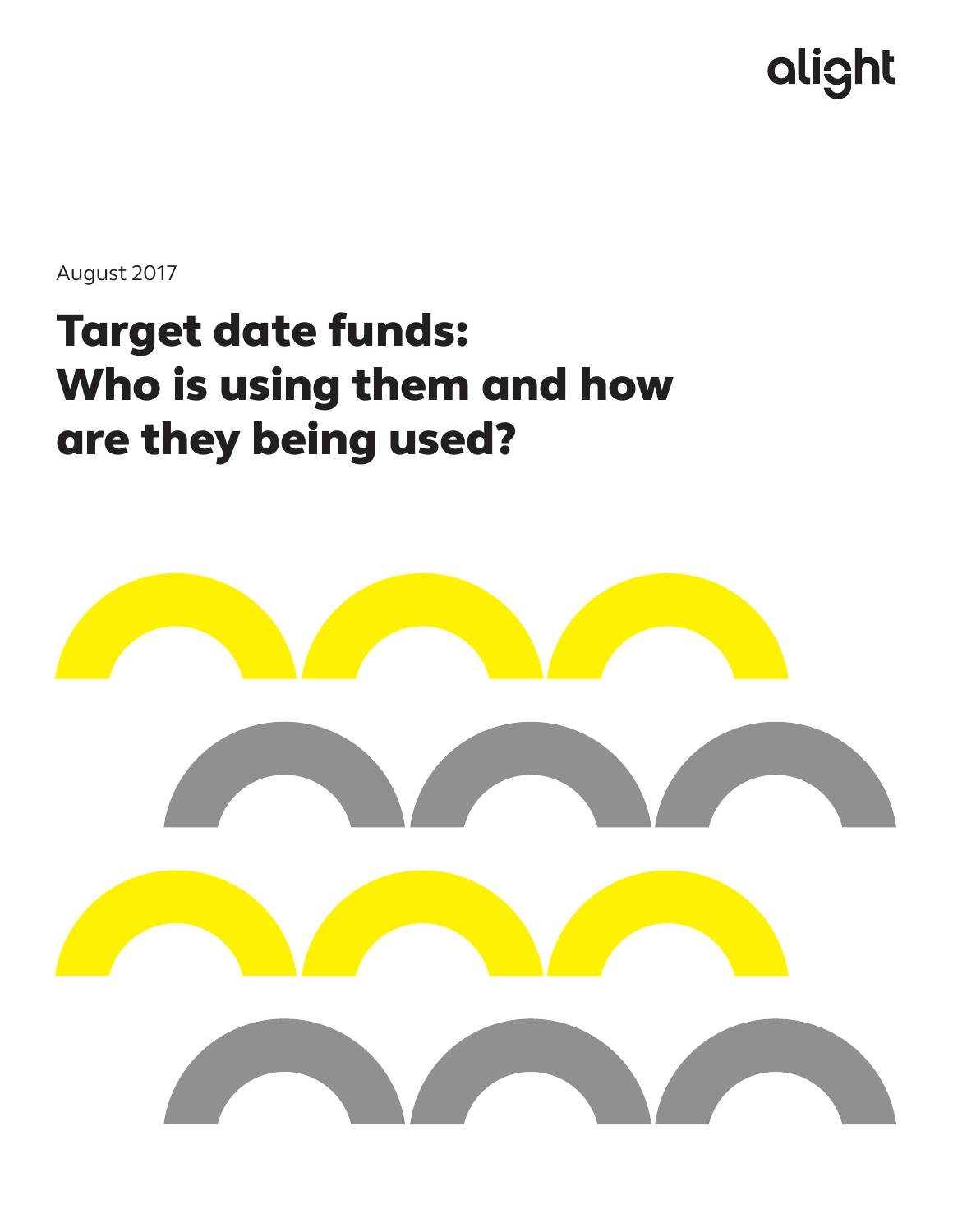alight

August 2017

# Target date funds: Who is using them and how are they being used?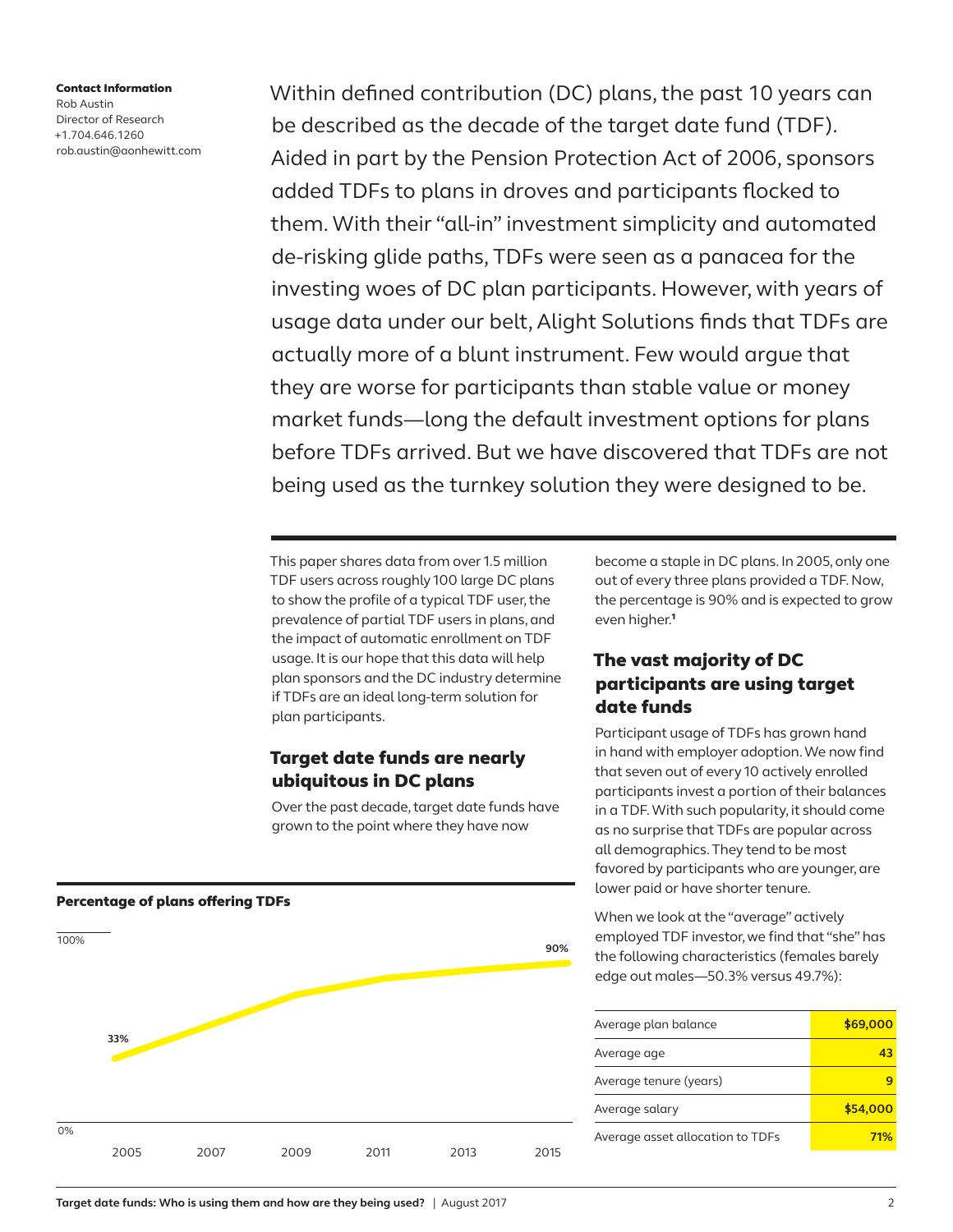**Contact Information**
Rob Austin
Director of Research
+1.704.646.1260
rob.austin@aonhewitt.com

Within defined contribution (DC) plans, the past 10 years can be described as the decade of the target date fund (TDF). Aided in part by the Pension Protection Act of 2006, sponsors added TDFs to plans in droves and participants flocked to them. With their "all-in" investment simplicity and automated de-risking glide paths, TDFs were seen as a panacea for the investing woes of DC plan participants. However, with years of usage data under our belt, Alight Solutions finds that TDFs are actually more of a blunt instrument. Few would argue that they are worse for participants than stable value or money market funds—long the default investment options for plans before TDFs arrived. But we have discovered that TDFs are not being used as the turnkey solution they were designed to be.

This paper shares data from over 1.5 million TDF users across roughly 100 large DC plans to show the profile of a typical TDF user, the prevalence of partial TDF users in plans, and the impact of automatic enrollment on TDF usage. It is our hope that this data will help plan sponsors and the DC industry determine if TDFs are an ideal long-term solution for plan participants.

## Target date funds are nearly ubiquitous in DC plans

Over the past decade, target date funds have grown to the point where they have now become a staple in DC plans. In 2005, only one out of every three plans provided a TDF. Now, the percentage is 90% and is expected to grow even higher.[1]

**Percentage of plans offering TDFs**

| Year | Percentage |
|---|---|
| 2005 | 33% |
| 2015 | 90% |

## The vast majority of DC participants are using target date funds

Participant usage of TDFs has grown hand in hand with employer adoption. We now find that seven out of every 10 actively enrolled participants invest a portion of their balances in a TDF. With such popularity, it should come as no surprise that TDFs are popular across all demographics. They tend to be most favored by participants who are younger, are lower paid or have shorter tenure.

When we look at the "average" actively employed TDF investor, we find that "she" has the following characteristics (females barely edge out males—50.3% versus 49.7%):

| Characteristic | Value |
|---|---|
| Average plan balance | $69,000 |
| Average age | 43 |
| Average tenure (years) | 9 |
| Average salary | $54,000 |
| Average asset allocation to TDFs | 71% |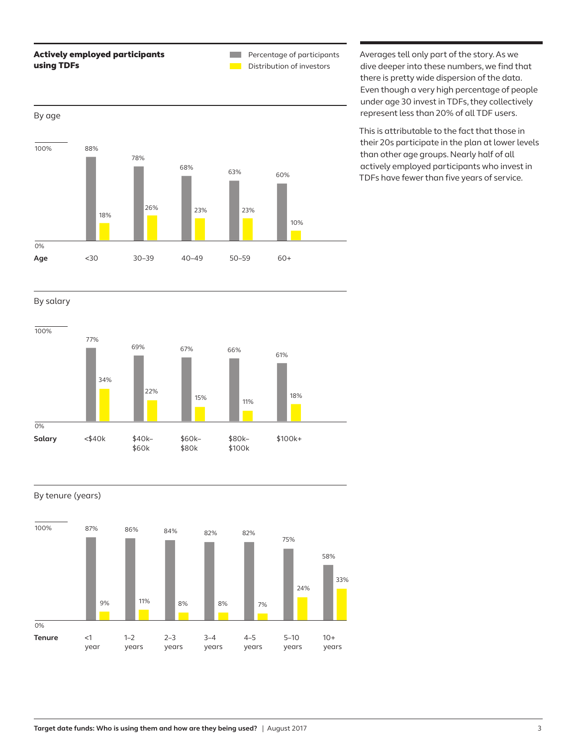## Actively employed participants using TDFs

Legend: Percentage of participants; Distribution of investors

### By age

| Age | <30 | 30–39 | 40–49 | 50–59 | 60+ |
|---|---|---|---|---|---|
| Percentage of participants | 88% | 78% | 68% | 63% | 60% |
| Distribution of investors | 18% | 26% | 23% | 23% | 10% |

### By salary

| Salary | <$40k | $40k–$60k | $60k–$80k | $80k–$100k | $100k+ |
|---|---|---|---|---|---|
| Percentage of participants | 77% | 69% | 67% | 66% | 61% |
| Distribution of investors | 34% | 22% | 15% | 11% | 18% |

### By tenure (years)

| Tenure | <1 year | 1–2 years | 2–3 years | 3–4 years | 4–5 years | 5–10 years | 10+ years |
|---|---|---|---|---|---|---|---|
| Percentage of participants | 87% | 86% | 84% | 82% | 82% | 75% | 58% |
| Distribution of investors | 9% | 11% | 8% | 8% | 7% | 24% | 33% |

Averages tell only part of the story. As we dive deeper into these numbers, we find that there is pretty wide dispersion of the data. Even though a very high percentage of people under age 30 invest in TDFs, they collectively represent less than 20% of all TDF users.

This is attributable to the fact that those in their 20s participate in the plan at lower levels than other age groups. Nearly half of all actively employed participants who invest in TDFs have fewer than five years of service.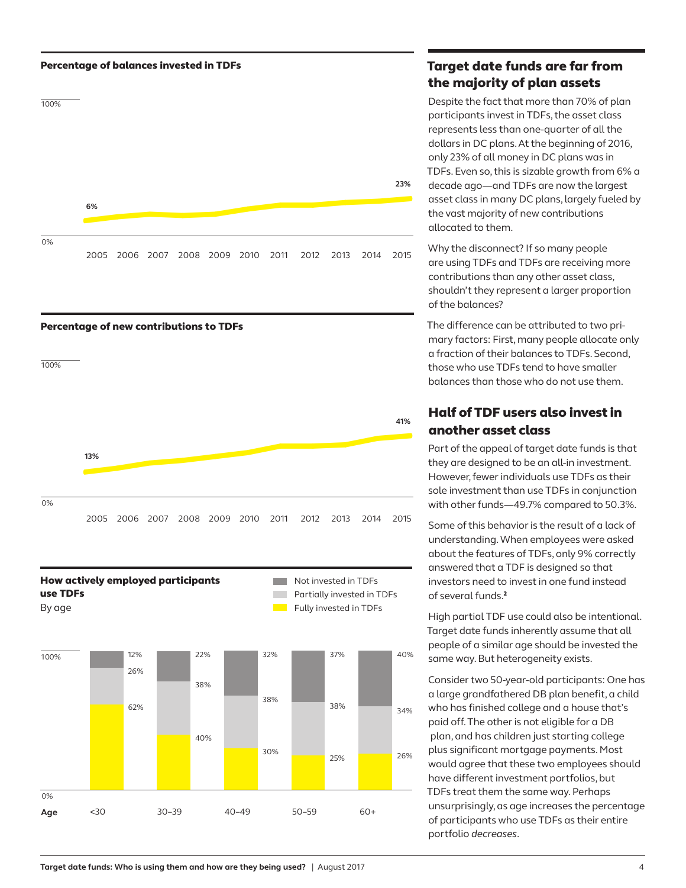**Percentage of balances invested in TDFs**

| 2005 | 2006 | 2007 | 2008 | 2009 | 2010 | 2011 | 2012 | 2013 | 2014 | 2015 |
|---|---|---|---|---|---|---|---|---|---|---|
| 6% | | | | | | | | | | 23% |

**Percentage of new contributions to TDFs**

| 2005 | 2006 | 2007 | 2008 | 2009 | 2010 | 2011 | 2012 | 2013 | 2014 | 2015 |
|---|---|---|---|---|---|---|---|---|---|---|
| 13% | | | | | | | | | | 41% |

**How actively employed participants use TDFs**

By age

| Age | Not invested in TDFs | Partially invested in TDFs | Fully invested in TDFs |
|---|---|---|---|
| <30 | 12% | 26% | 62% |
| 30–39 | 22% | 38% | 40% |
| 40–49 | 32% | 38% | 30% |
| 50–59 | 37% | 38% | 25% |
| 60+ | 40% | 34% | 26% |

## Target date funds are far from the majority of plan assets

Despite the fact that more than 70% of plan participants invest in TDFs, the asset class represents less than one-quarter of all the dollars in DC plans. At the beginning of 2016, only 23% of all money in DC plans was in TDFs. Even so, this is sizable growth from 6% a decade ago—and TDFs are now the largest asset class in many DC plans, largely fueled by the vast majority of new contributions allocated to them.

Why the disconnect? If so many people are using TDFs and TDFs are receiving more contributions than any other asset class, shouldn't they represent a larger proportion of the balances?

The difference can be attributed to two primary factors: First, many people allocate only a fraction of their balances to TDFs. Second, those who use TDFs tend to have smaller balances than those who do not use them.

## Half of TDF users also invest in another asset class

Part of the appeal of target date funds is that they are designed to be an all-in investment. However, fewer individuals use TDFs as their sole investment than use TDFs in conjunction with other funds—49.7% compared to 50.3%.

Some of this behavior is the result of a lack of understanding. When employees were asked about the features of TDFs, only 9% correctly answered that a TDF is designed so that investors need to invest in one fund instead of several funds.[2]

High partial TDF use could also be intentional. Target date funds inherently assume that all people of a similar age should be invested the same way. But heterogeneity exists.

Consider two 50-year-old participants: One has a large grandfathered DB plan benefit, a child who has finished college and a house that's paid off. The other is not eligible for a DB plan, and has children just starting college plus significant mortgage payments. Most would agree that these two employees should have different investment portfolios, but TDFs treat them the same way. Perhaps unsurprisingly, as age increases the percentage of participants who use TDFs as their entire portfolio *decreases*.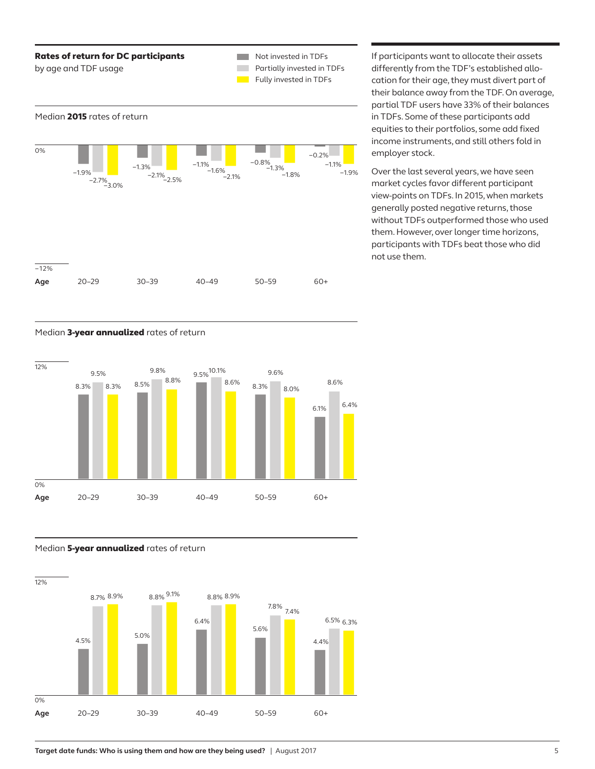**Rates of return for DC participants**
by age and TDF usage

Median **2015** rates of return

| Age | Not invested in TDFs | Partially invested in TDFs | Fully invested in TDFs |
|---|---|---|---|
| 20–29 | −1.9% | −2.7% | −3.0% |
| 30–39 | −1.3% | −2.1% | −2.5% |
| 40–49 | −1.1% | −1.6% | −2.1% |
| 50–59 | −0.8% | −1.3% | −1.8% |
| 60+ | −0.2% | −1.1% | −1.9% |

Median **3-year annualized** rates of return

| Age | Not invested in TDFs | Partially invested in TDFs | Fully invested in TDFs |
|---|---|---|---|
| 20–29 | 8.3% | 9.5% | 8.3% |
| 30–39 | 8.5% | 9.8% | 8.8% |
| 40–49 | 9.5% | 10.1% | 8.6% |
| 50–59 | 8.3% | 9.6% | 8.0% |
| 60+ | 6.1% | 8.6% | 6.4% |

Median **5-year annualized** rates of return

| Age | Not invested in TDFs | Partially invested in TDFs | Fully invested in TDFs |
|---|---|---|---|
| 20–29 | 4.5% | 8.7% | 8.9% |
| 30–39 | 5.0% | 8.8% | 9.1% |
| 40–49 | 6.4% | 8.8% | 8.9% |
| 50–59 | 5.6% | 7.8% | 7.4% |
| 60+ | 4.4% | 6.5% | 6.3% |

If participants want to allocate their assets differently from the TDF's established allocation for their age, they must divert part of their balance away from the TDF. On average, partial TDF users have 33% of their balances in TDFs. Some of these participants add equities to their portfolios, some add fixed income instruments, and still others fold in employer stock.

Over the last several years, we have seen market cycles favor different participant view-points on TDFs. In 2015, when markets generally posted negative returns, those without TDFs outperformed those who used them. However, over longer time horizons, participants with TDFs beat those who did not use them.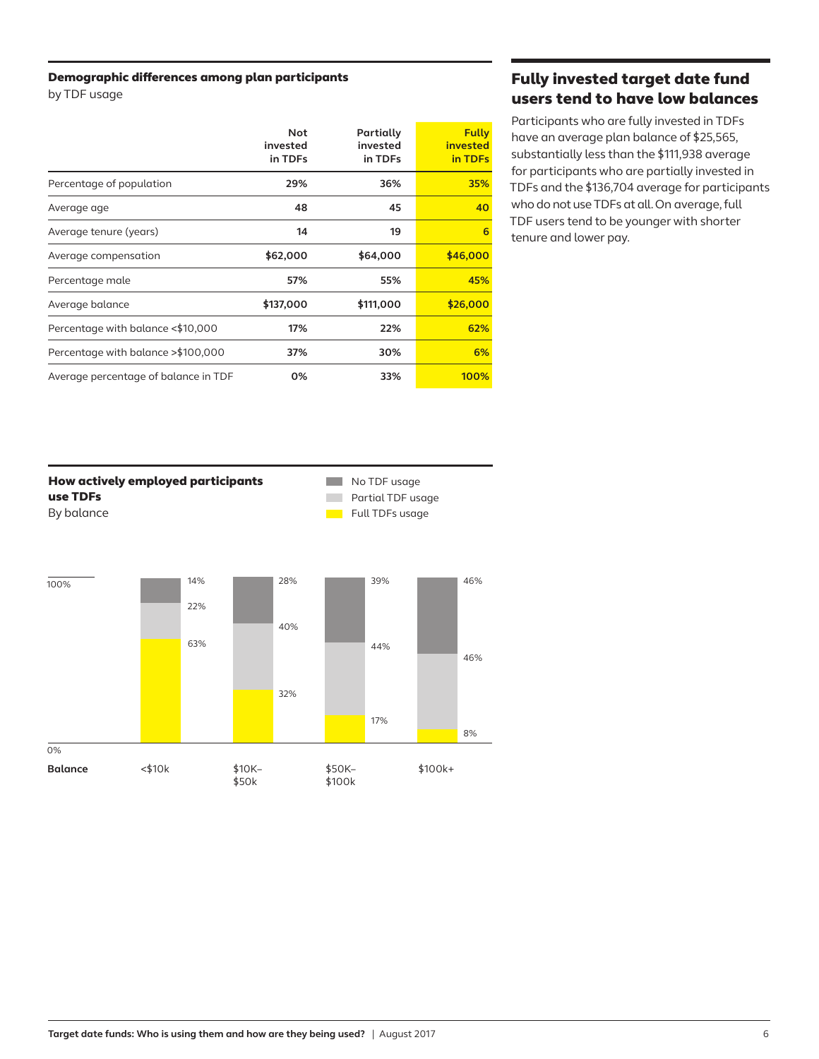**Demographic differences among plan participants**
by TDF usage

| | Not invested in TDFs | Partially invested in TDFs | Fully invested in TDFs |
|---|---|---|---|
| Percentage of population | 29% | 36% | 35% |
| Average age | 48 | 45 | 40 |
| Average tenure (years) | 14 | 19 | 6 |
| Average compensation | $62,000 | $64,000 | $46,000 |
| Percentage male | 57% | 55% | 45% |
| Average balance | $137,000 | $111,000 | $26,000 |
| Percentage with balance <$10,000 | 17% | 22% | 62% |
| Percentage with balance >$100,000 | 37% | 30% | 6% |
| Average percentage of balance in TDF | 0% | 33% | 100% |

## Fully invested target date fund users tend to have low balances

Participants who are fully invested in TDFs have an average plan balance of $25,565, substantially less than the $111,938 average for participants who are partially invested in TDFs and the $136,704 average for participants who do not use TDFs at all. On average, full TDF users tend to be younger with shorter tenure and lower pay.

**How actively employed participants use TDFs**
By balance

| Balance | No TDF usage | Partial TDF usage | Full TDFs usage |
|---|---|---|---|
| <$10k | 14% | 22% | 63% |
| $10K–$50k | 28% | 40% | 32% |
| $50K–$100k | 39% | 44% | 17% |
| $100k+ | 46% | 46% | 8% |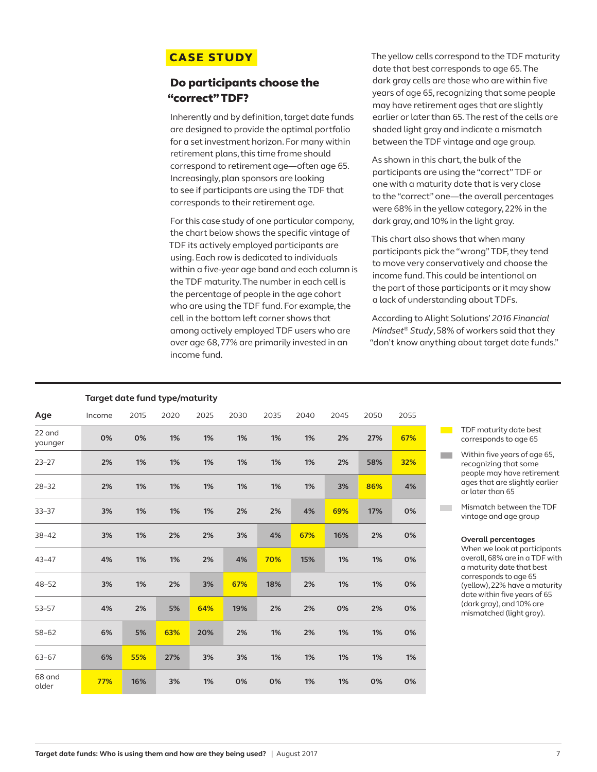## CASE STUDY

### Do participants choose the "correct" TDF?

Inherently and by definition, target date funds are designed to provide the optimal portfolio for a set investment horizon. For many within retirement plans, this time frame should correspond to retirement age—often age 65. Increasingly, plan sponsors are looking to see if participants are using the TDF that corresponds to their retirement age.

For this case study of one particular company, the chart below shows the specific vintage of TDF its actively employed participants are using. Each row is dedicated to individuals within a five-year age band and each column is the TDF maturity. The number in each cell is the percentage of people in the age cohort who are using the TDF fund. For example, the cell in the bottom left corner shows that among actively employed TDF users who are over age 68, 77% are primarily invested in an income fund.

The yellow cells correspond to the TDF maturity date that best corresponds to age 65. The dark gray cells are those who are within five years of age 65, recognizing that some people may have retirement ages that are slightly earlier or later than 65. The rest of the cells are shaded light gray and indicate a mismatch between the TDF vintage and age group.

As shown in this chart, the bulk of the participants are using the "correct" TDF or one with a maturity date that is very close to the "correct" one—the overall percentages were 68% in the yellow category, 22% in the dark gray, and 10% in the light gray.

This chart also shows that when many participants pick the "wrong" TDF, they tend to move very conservatively and choose the income fund. This could be intentional on the part of those participants or it may show a lack of understanding about TDFs.

According to Alight Solutions' *2016 Financial Mindset® Study*, 58% of workers said that they "don't know anything about target date funds."

**Target date fund type/maturity**

| Age | Income | 2015 | 2020 | 2025 | 2030 | 2035 | 2040 | 2045 | 2050 | 2055 |
|---|---|---|---|---|---|---|---|---|---|---|
| 22 and younger | 0% | 0% | 1% | 1% | 1% | 1% | 1% | 2% | 27% | 67% |
| 23–27 | 2% | 1% | 1% | 1% | 1% | 1% | 1% | 2% | 58% | 32% |
| 28–32 | 2% | 1% | 1% | 1% | 1% | 1% | 1% | 3% | 86% | 4% |
| 33–37 | 3% | 1% | 1% | 1% | 2% | 2% | 4% | 69% | 17% | 0% |
| 38–42 | 3% | 1% | 2% | 2% | 3% | 4% | 67% | 16% | 2% | 0% |
| 43–47 | 4% | 1% | 1% | 2% | 4% | 70% | 15% | 1% | 1% | 0% |
| 48–52 | 3% | 1% | 2% | 3% | 67% | 18% | 2% | 1% | 1% | 0% |
| 53–57 | 4% | 2% | 5% | 64% | 19% | 2% | 2% | 0% | 2% | 0% |
| 58–62 | 6% | 5% | 63% | 20% | 2% | 1% | 2% | 1% | 1% | 0% |
| 63–67 | 6% | 55% | 27% | 3% | 3% | 1% | 1% | 1% | 1% | 1% |
| 68 and older | 77% | 16% | 3% | 1% | 0% | 0% | 1% | 1% | 0% | 0% |

- TDF maturity date best corresponds to age 65 (yellow)
- Within five years of age 65, recognizing that some people may have retirement ages that are slightly earlier or later than 65 (dark gray)
- Mismatch between the TDF vintage and age group (light gray)

**Overall percentages**
When we look at participants overall, 68% are in a TDF with a maturity date that best corresponds to age 65 (yellow), 22% have a maturity date within five years of 65 (dark gray), and 10% are mismatched (light gray).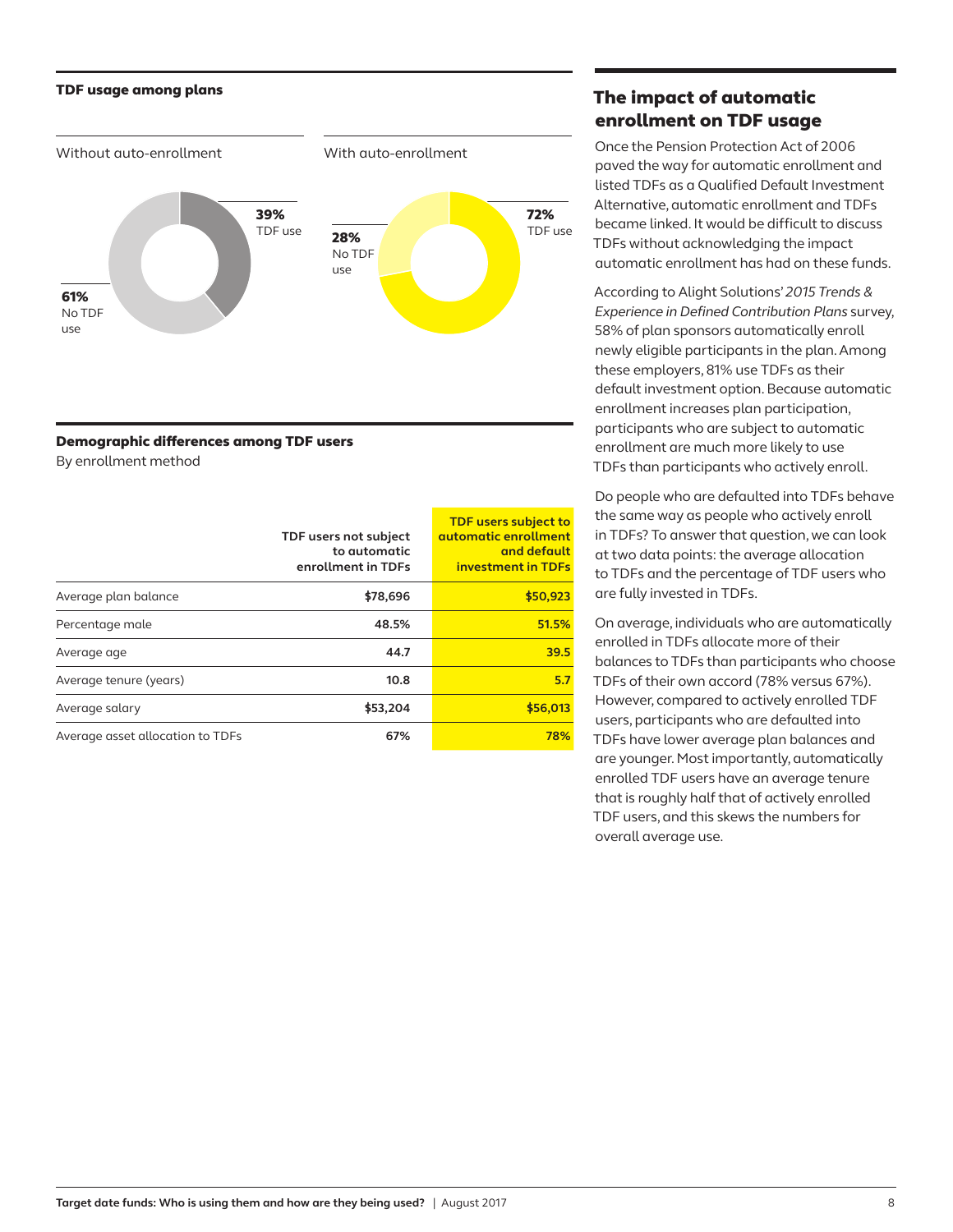**TDF usage among plans**

Without auto-enrollment

39% TDF use

61% No TDF use

With auto-enrollment

72% TDF use

28% No TDF use

**Demographic differences among TDF users**

By enrollment method

| | TDF users not subject to automatic enrollment in TDFs | TDF users subject to automatic enrollment and default investment in TDFs |
|---|---|---|
| Average plan balance | $78,696 | $50,923 |
| Percentage male | 48.5% | 51.5% |
| Average age | 44.7 | 39.5 |
| Average tenure (years) | 10.8 | 5.7 |
| Average salary | $53,204 | $56,013 |
| Average asset allocation to TDFs | 67% | 78% |

## The impact of automatic enrollment on TDF usage

Once the Pension Protection Act of 2006 paved the way for automatic enrollment and listed TDFs as a Qualified Default Investment Alternative, automatic enrollment and TDFs became linked. It would be difficult to discuss TDFs without acknowledging the impact automatic enrollment has had on these funds.

According to Alight Solutions' *2015 Trends & Experience in Defined Contribution Plans* survey, 58% of plan sponsors automatically enroll newly eligible participants in the plan. Among these employers, 81% use TDFs as their default investment option. Because automatic enrollment increases plan participation, participants who are subject to automatic enrollment are much more likely to use TDFs than participants who actively enroll.

Do people who are defaulted into TDFs behave the same way as people who actively enroll in TDFs? To answer that question, we can look at two data points: the average allocation to TDFs and the percentage of TDF users who are fully invested in TDFs.

On average, individuals who are automatically enrolled in TDFs allocate more of their balances to TDFs than participants who choose TDFs of their own accord (78% versus 67%). However, compared to actively enrolled TDF users, participants who are defaulted into TDFs have lower average plan balances and are younger. Most importantly, automatically enrolled TDF users have an average tenure that is roughly half that of actively enrolled TDF users, and this skews the numbers for overall average use.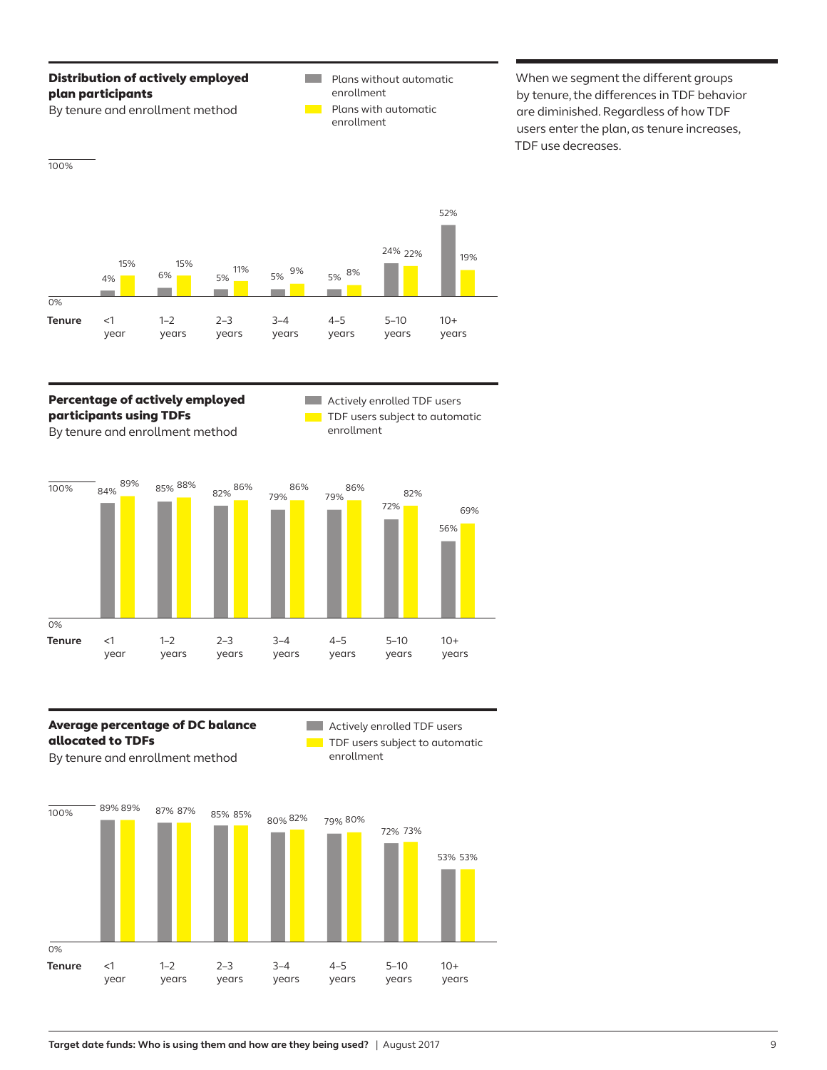When we segment the different groups by tenure, the differences in TDF behavior are diminished. Regardless of how TDF users enter the plan, as tenure increases, TDF use decreases.

**Distribution of actively employed plan participants**

By tenure and enrollment method

| Tenure | Plans without automatic enrollment | Plans with automatic enrollment |
|---|---|---|
| <1 year | 4% | 15% |
| 1–2 years | 6% | 15% |
| 2–3 years | 5% | 11% |
| 3–4 years | 5% | 9% |
| 4–5 years | 5% | 8% |
| 5–10 years | 24% | 22% |
| 10+ years | 52% | 19% |

**Percentage of actively employed participants using TDFs**

By tenure and enrollment method

| Tenure | Actively enrolled TDF users | TDF users subject to automatic enrollment |
|---|---|---|
| <1 year | 84% | 89% |
| 1–2 years | 85% | 88% |
| 2–3 years | 82% | 86% |
| 3–4 years | 79% | 86% |
| 4–5 years | 79% | 86% |
| 5–10 years | 72% | 82% |
| 10+ years | 56% | 69% |

**Average percentage of DC balance allocated to TDFs**

By tenure and enrollment method

| Tenure | Actively enrolled TDF users | TDF users subject to automatic enrollment |
|---|---|---|
| <1 year | 89% | 89% |
| 1–2 years | 87% | 87% |
| 2–3 years | 85% | 85% |
| 3–4 years | 80% | 82% |
| 4–5 years | 79% | 80% |
| 5–10 years | 72% | 73% |
| 10+ years | 53% | 53% |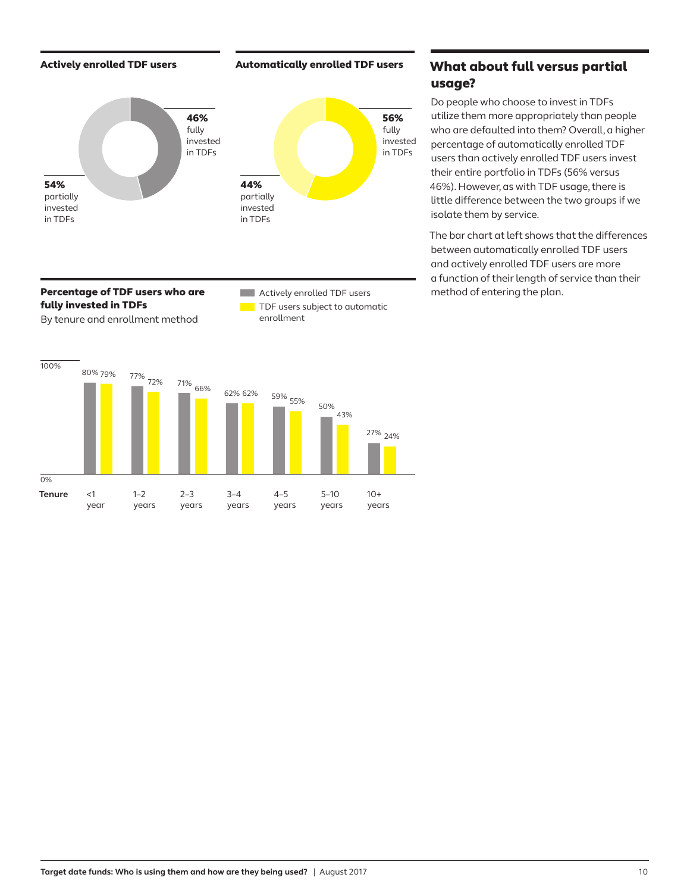### Actively enrolled TDF users

- 46% fully invested in TDFs
- 54% partially invested in TDFs

### Automatically enrolled TDF users

- 56% fully invested in TDFs
- 44% partially invested in TDFs

### Percentage of TDF users who are fully invested in TDFs

By tenure and enrollment method

| Tenure | Actively enrolled TDF users | TDF users subject to automatic enrollment |
|---|---|---|
| <1 year | 80% | 79% |
| 1–2 years | 77% | 72% |
| 2–3 years | 71% | 66% |
| 3–4 years | 62% | 62% |
| 4–5 years | 59% | 55% |
| 5–10 years | 50% | 43% |
| 10+ years | 27% | 24% |

## What about full versus partial usage?

Do people who choose to invest in TDFs utilize them more appropriately than people who are defaulted into them? Overall, a higher percentage of automatically enrolled TDF users than actively enrolled TDF users invest their entire portfolio in TDFs (56% versus 46%). However, as with TDF usage, there is little difference between the two groups if we isolate them by service.

The bar chart at left shows that the differences between automatically enrolled TDF users and actively enrolled TDF users are more a function of their length of service than their method of entering the plan.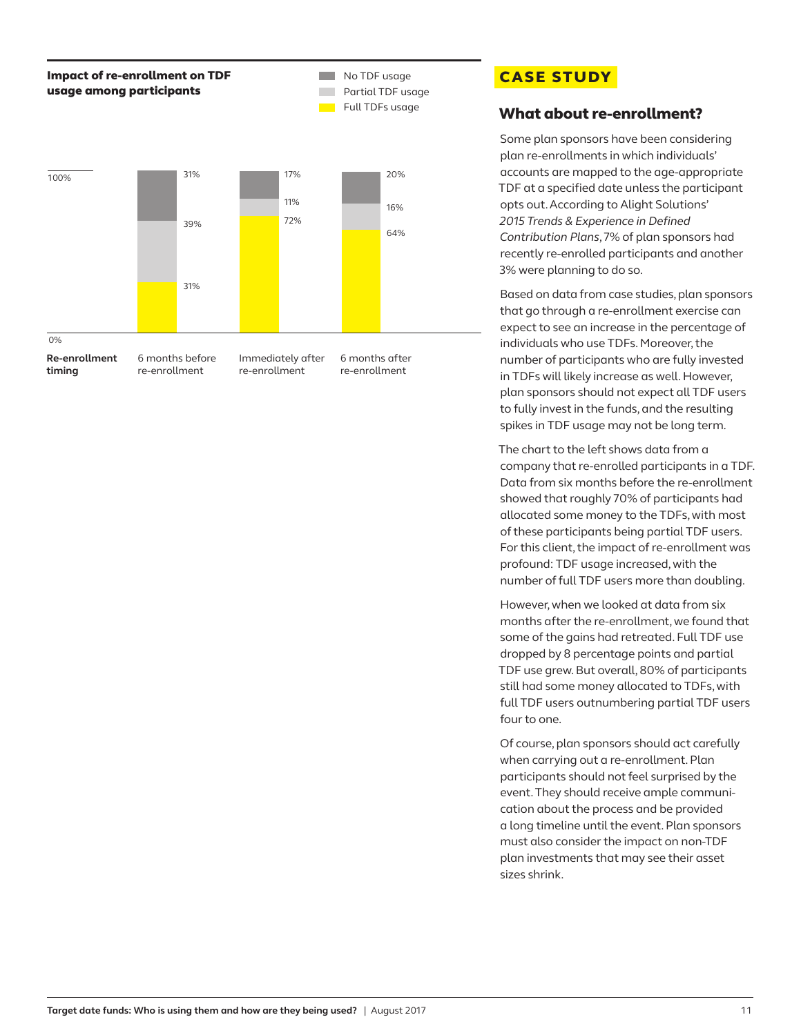**Impact of re-enrollment on TDF usage among participants**

| Re-enrollment timing | No TDF usage | Partial TDF usage | Full TDFs usage |
|---|---|---|---|
| 6 months before re-enrollment | 31% | 39% | 31% |
| Immediately after re-enrollment | 17% | 11% | 72% |
| 6 months after re-enrollment | 20% | 16% | 64% |

## CASE STUDY

### What about re-enrollment?

Some plan sponsors have been considering plan re-enrollments in which individuals' accounts are mapped to the age-appropriate TDF at a specified date unless the participant opts out. According to Alight Solutions' *2015 Trends & Experience in Defined Contribution Plans*, 7% of plan sponsors had recently re-enrolled participants and another 3% were planning to do so.

Based on data from case studies, plan sponsors that go through a re-enrollment exercise can expect to see an increase in the percentage of individuals who use TDFs. Moreover, the number of participants who are fully invested in TDFs will likely increase as well. However, plan sponsors should not expect all TDF users to fully invest in the funds, and the resulting spikes in TDF usage may not be long term.

The chart to the left shows data from a company that re-enrolled participants in a TDF. Data from six months before the re-enrollment showed that roughly 70% of participants had allocated some money to the TDFs, with most of these participants being partial TDF users. For this client, the impact of re-enrollment was profound: TDF usage increased, with the number of full TDF users more than doubling.

However, when we looked at data from six months after the re-enrollment, we found that some of the gains had retreated. Full TDF use dropped by 8 percentage points and partial TDF use grew. But overall, 80% of participants still had some money allocated to TDFs, with full TDF users outnumbering partial TDF users four to one.

Of course, plan sponsors should act carefully when carrying out a re-enrollment. Plan participants should not feel surprised by the event. They should receive ample communication about the process and be provided a long timeline until the event. Plan sponsors must also consider the impact on non-TDF plan investments that may see their asset sizes shrink.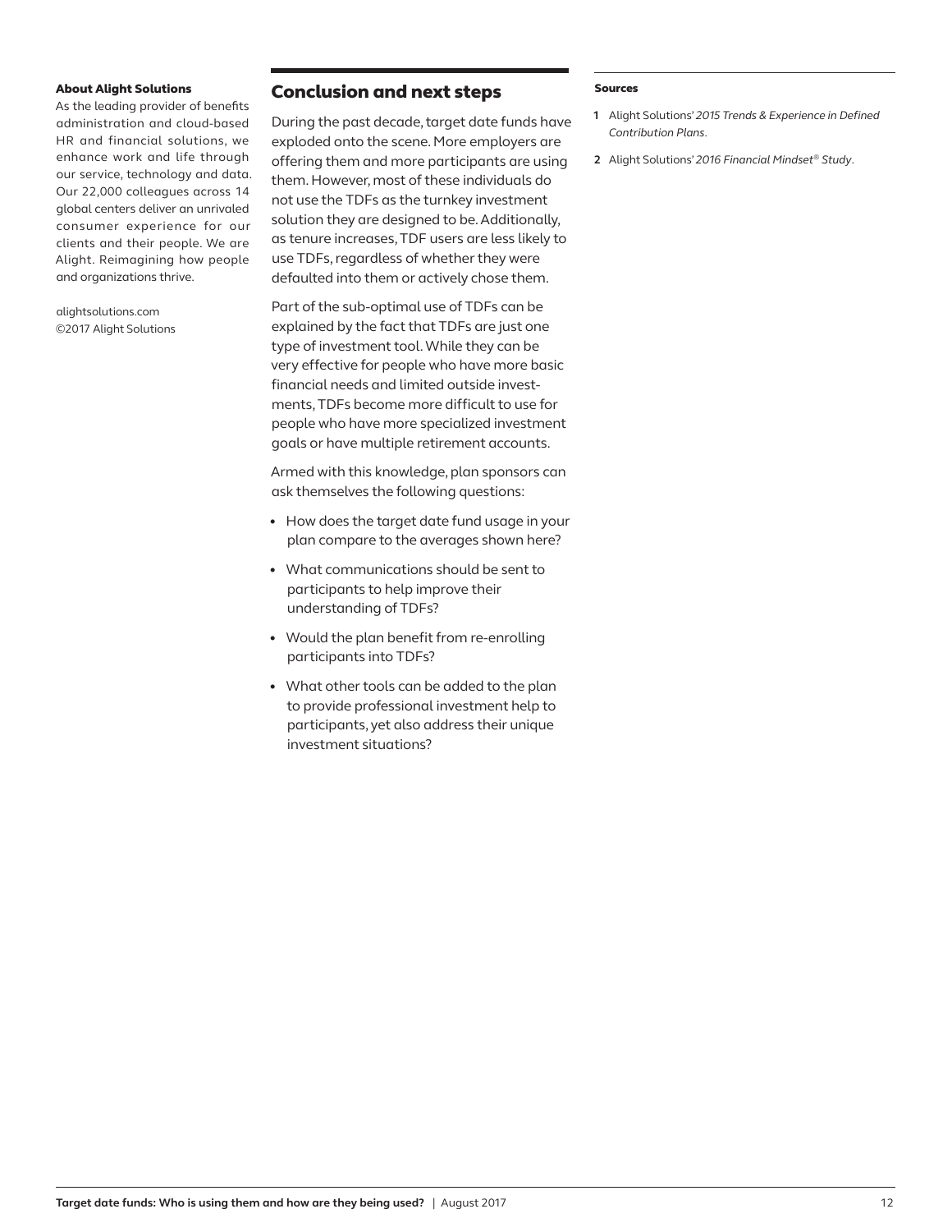## Conclusion and next steps

During the past decade, target date funds have exploded onto the scene. More employers are offering them and more participants are using them. However, most of these individuals do not use the TDFs as the turnkey investment solution they are designed to be. Additionally, as tenure increases, TDF users are less likely to use TDFs, regardless of whether they were defaulted into them or actively chose them.

Part of the sub-optimal use of TDFs can be explained by the fact that TDFs are just one type of investment tool. While they can be very effective for people who have more basic financial needs and limited outside investments, TDFs become more difficult to use for people who have more specialized investment goals or have multiple retirement accounts.

Armed with this knowledge, plan sponsors can ask themselves the following questions:

- How does the target date fund usage in your plan compare to the averages shown here?
- What communications should be sent to participants to help improve their understanding of TDFs?
- Would the plan benefit from re-enrolling participants into TDFs?
- What other tools can be added to the plan to provide professional investment help to participants, yet also address their unique investment situations?

### Sources

1. Alight Solutions' *2015 Trends & Experience in Defined Contribution Plans*.
2. Alight Solutions' *2016 Financial Mindset® Study*.

### About Alight Solutions

As the leading provider of benefits administration and cloud-based HR and financial solutions, we enhance work and life through our service, technology and data. Our 22,000 colleagues across 14 global centers deliver an unrivaled consumer experience for our clients and their people. We are Alight. Reimagining how people and organizations thrive.

alightsolutions.com
©2017 Alight Solutions